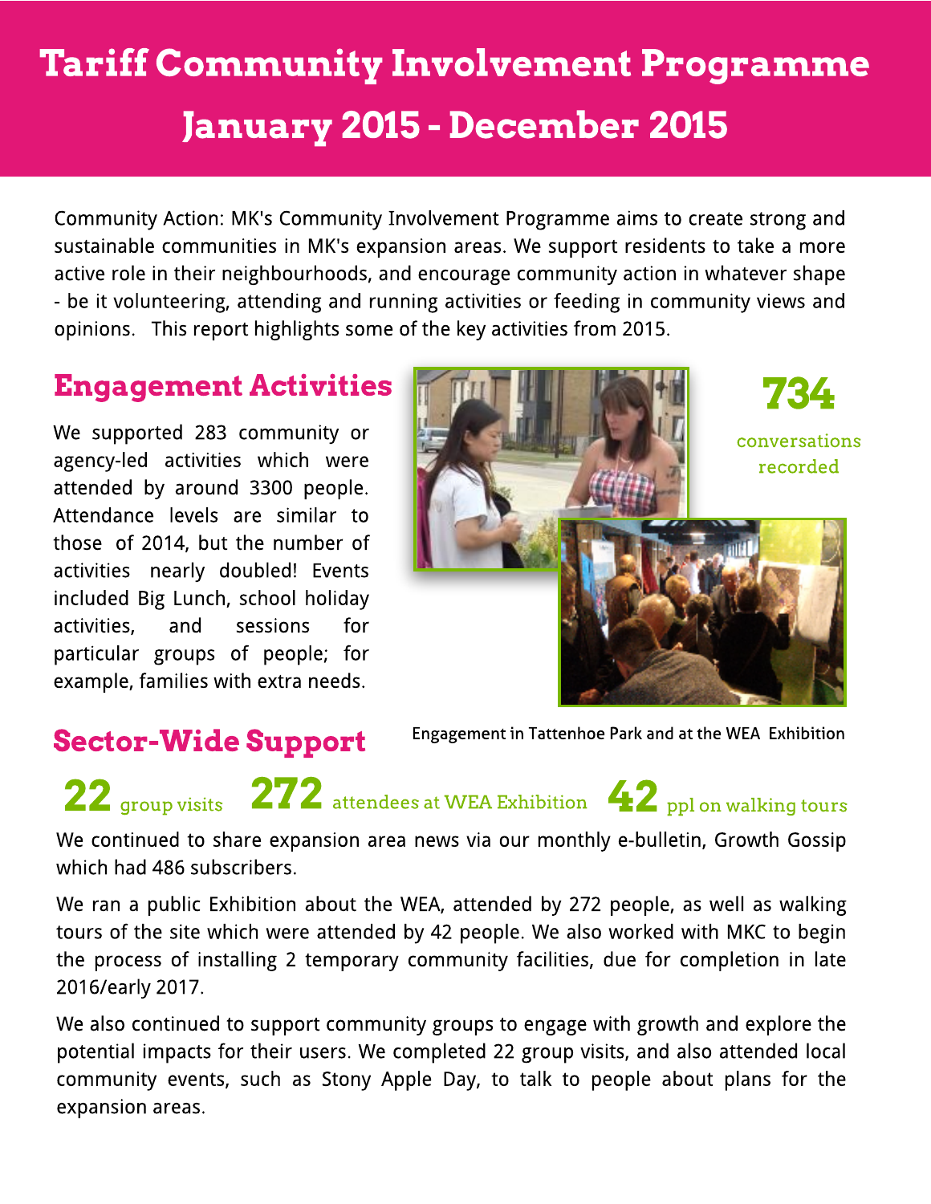# Tariff Community Involvement Programme

# January 2015 - December 2015

Community Action: MK's Community Involvement Programme aims to create strong and sustainable communities in MK's expansion areas. We support residents to take a more active role in their neighbourhoods, and encourage community action in whatever shape - be it volunteering, attending and running activities or feeding in community views and opinions. This report highlights some of the key activities from 2015.

## Engagement Activities

We supported 283 community or agency-led activities which were attended by around 3300 people. Attendance levels are similar to those of 2014, but the number of activities nearly doubled! Events included Big Lunch, school holiday activities, and sessions for particular groups of people; for example, families with extra needs.

**734** conversations recorded

Engagement in Tattenhoe Park and at the WEA Exhibition

## Sector-Wide Support

**22** group visits **272** attendees at WEA Exhibition **42** ppl on walking tours

We continued to share expansion area news via our monthly e-bulletin, Growth Gossip which had 486 subscribers.

We ran a public Exhibition about the WEA, attended by 272 people, as well as walking tours of the site which were attended by 42 people. We also worked with MKC to begin the process of installing 2 temporary community facilities, due for completion in late 2016/early 2017.

We also continued to support community groups to engage with growth and explore the potential impacts for their users. We completed 22 group visits, and also attended local community events, such as Stony Apple Day, to talk to people about plans for the expansion areas.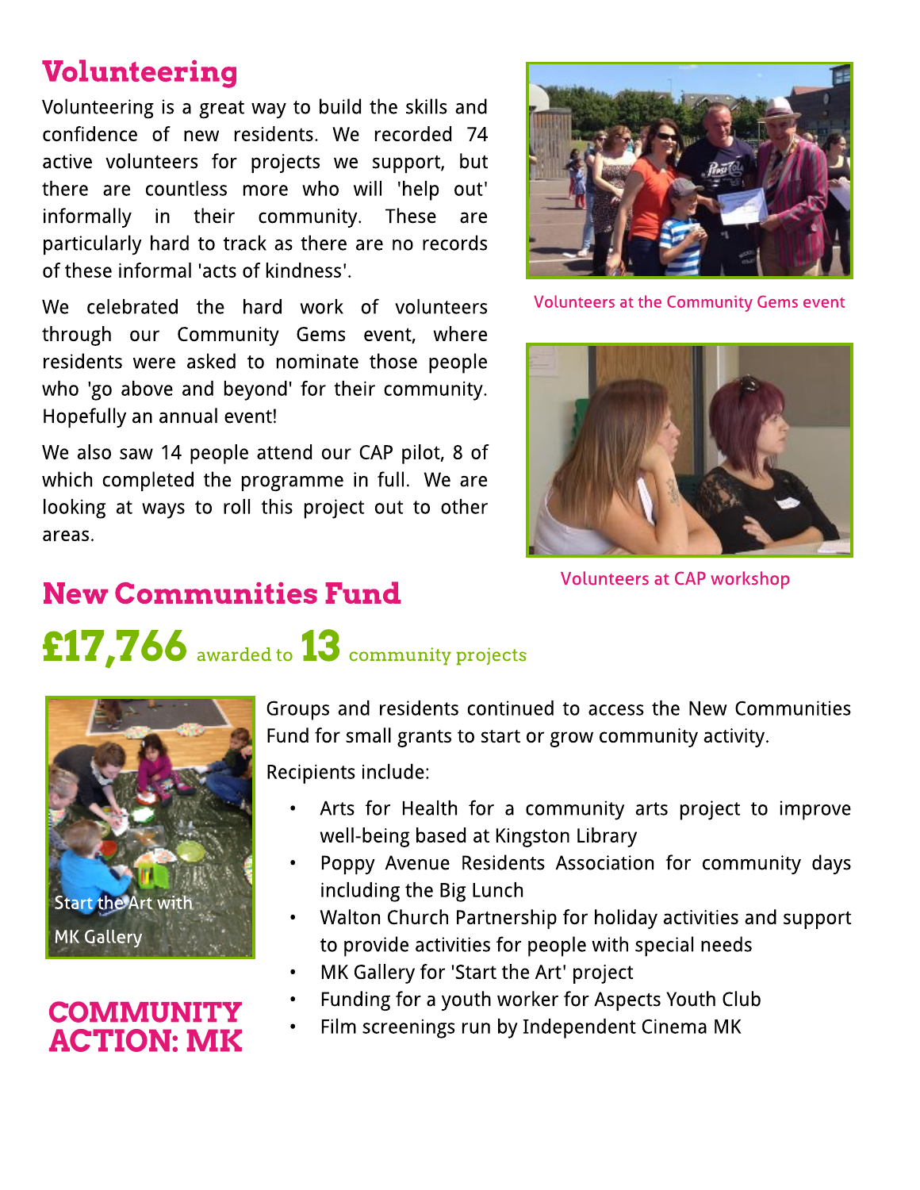## Volunteering

Volunteering is a great way to build the skills and confidence of new residents. We recorded 74 active volunteers for projects we support, but there are countless more who will 'help out' informally in their community. These are particularly hard to track as there are no records of these informal 'acts of kindness'.

We celebrated the hard work of volunteers through our Community Gems event, where residents were asked to nominate those people who 'go above and beyond' for their community. Hopefully an annual event!

We also saw 14 people attend our CAP pilot, 8 of which completed the programme in full. We are looking at ways to roll this project out to other areas.

Volunteers at the Community Gems event

Volunteers at CAP workshop

## New Communities Fund

**£17,766** awarded to **13** community projects

Start the Art with MK Gallery

Groups and residents continued to access the New Communities Fund for small grants to start or grow community activity.

Recipients include:

- Arts for Health for a community arts project to improve well-being based at Kingston Library
- Poppy Avenue Residents Association for community days including the Big Lunch
- Walton Church Partnership for holiday activities and support to provide activities for people with special needs
- MK Gallery for 'Start the Art' project
- Funding for a youth worker for Aspects Youth Club
- Film screenings run by Independent Cinema MK

COMMUNITY ACTION: MK